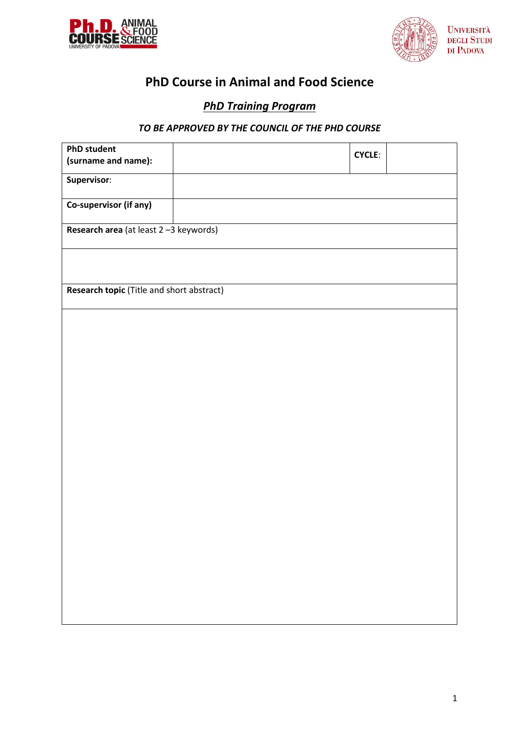# PhD Course in Animal and Food Science

## ***PhD Training Program***

*TO BE APPROVED BY THE COUNCIL OF THE PHD COURSE*

| **PhD student (surname and name):** | | **CYCLE**: | |
|---|---|---|---|
| **Supervisor**: | | | |
| **Co-supervisor (if any)** | | | |
| **Research area** (at least 2 –3 keywords) | | | |
| | | | |
| **Research topic** (Title and short abstract) | | | |
| | | | |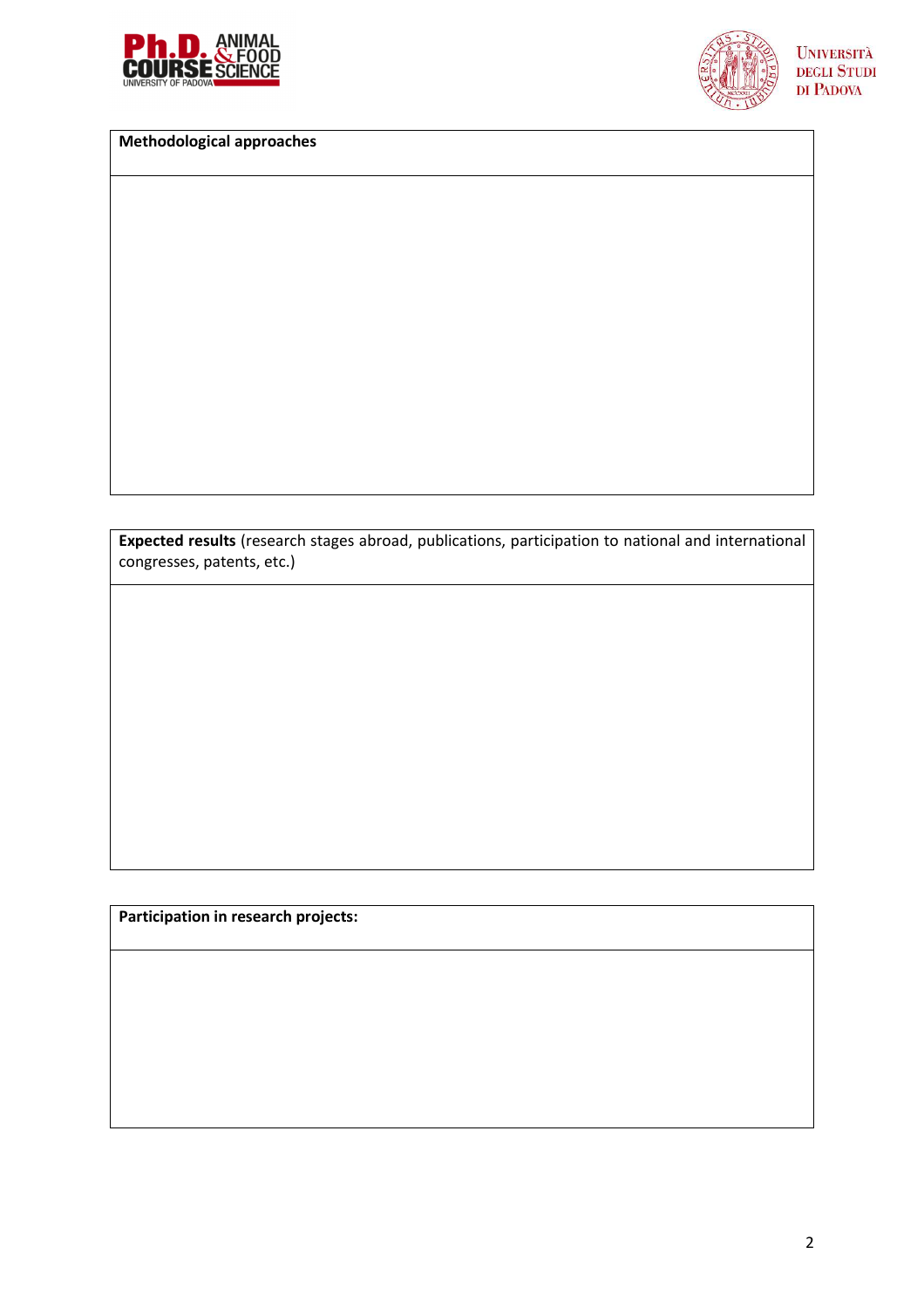| **Methodological approaches** |
| --- |
| |

| **Expected results** (research stages abroad, publications, participation to national and international congresses, patents, etc.) |
| --- |
| |

| **Participation in research projects:** |
| --- |
| |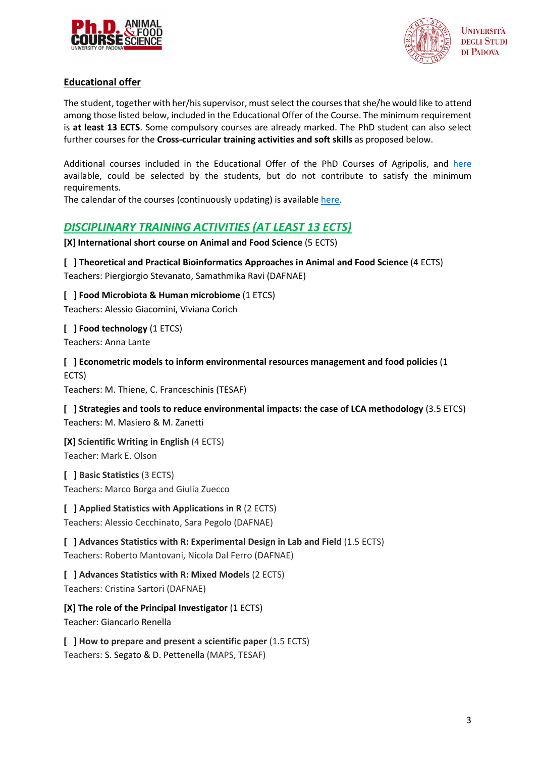## Educational offer

The student, together with her/his supervisor, must select the courses that she/he would like to attend among those listed below, included in the Educational Offer of the Course. The minimum requirement is **at least 13 ECTS**. Some compulsory courses are already marked. The PhD student can also select further courses for the **Cross-curricular training activities and soft skills** as proposed below.

Additional courses included in the Educational Offer of the PhD Courses of Agripolis, and here available, could be selected by the students, but do not contribute to satisfy the minimum requirements.
The calendar of the courses (continuously updating) is available here.

## *DISCIPLINARY TRAINING ACTIVITIES (AT LEAST 13 ECTS)*

**[X] International short course on Animal and Food Science** (5 ECTS)

**[ ] Theoretical and Practical Bioinformatics Approaches in Animal and Food Science** (4 ECTS)
Teachers: Piergiorgio Stevanato, Samathmika Ravi (DAFNAE)

**[ ] Food Microbiota & Human microbiome** (1 ETCS)
Teachers: Alessio Giacomini, Viviana Corich

**[ ] Food technology** (1 ETCS)
Teachers: Anna Lante

**[ ] Econometric models to inform environmental resources management and food policies** (1 ECTS)
Teachers: M. Thiene, C. Franceschinis (TESAF)

**[ ] Strategies and tools to reduce environmental impacts: the case of LCA methodology** (3.5 ETCS)
Teachers: M. Masiero & M. Zanetti

**[X] Scientific Writing in English** (4 ECTS)
Teacher: Mark E. Olson

**[ ] Basic Statistics** (3 ECTS)
Teachers: Marco Borga and Giulia Zuecco

**[ ] Applied Statistics with Applications in R** (2 ECTS)
Teachers: Alessio Cecchinato, Sara Pegolo (DAFNAE)

**[ ] Advances Statistics with R: Experimental Design in Lab and Field** (1.5 ECTS)
Teachers: Roberto Mantovani, Nicola Dal Ferro (DAFNAE)

**[ ] Advances Statistics with R: Mixed Models** (2 ECTS)
Teachers: Cristina Sartori (DAFNAE)

**[X] The role of the Principal Investigator** (1 ECTS)
Teacher: Giancarlo Renella

**[ ] How to prepare and present a scientific paper** (1.5 ECTS)
Teachers: S. Segato & D. Pettenella (MAPS, TESAF)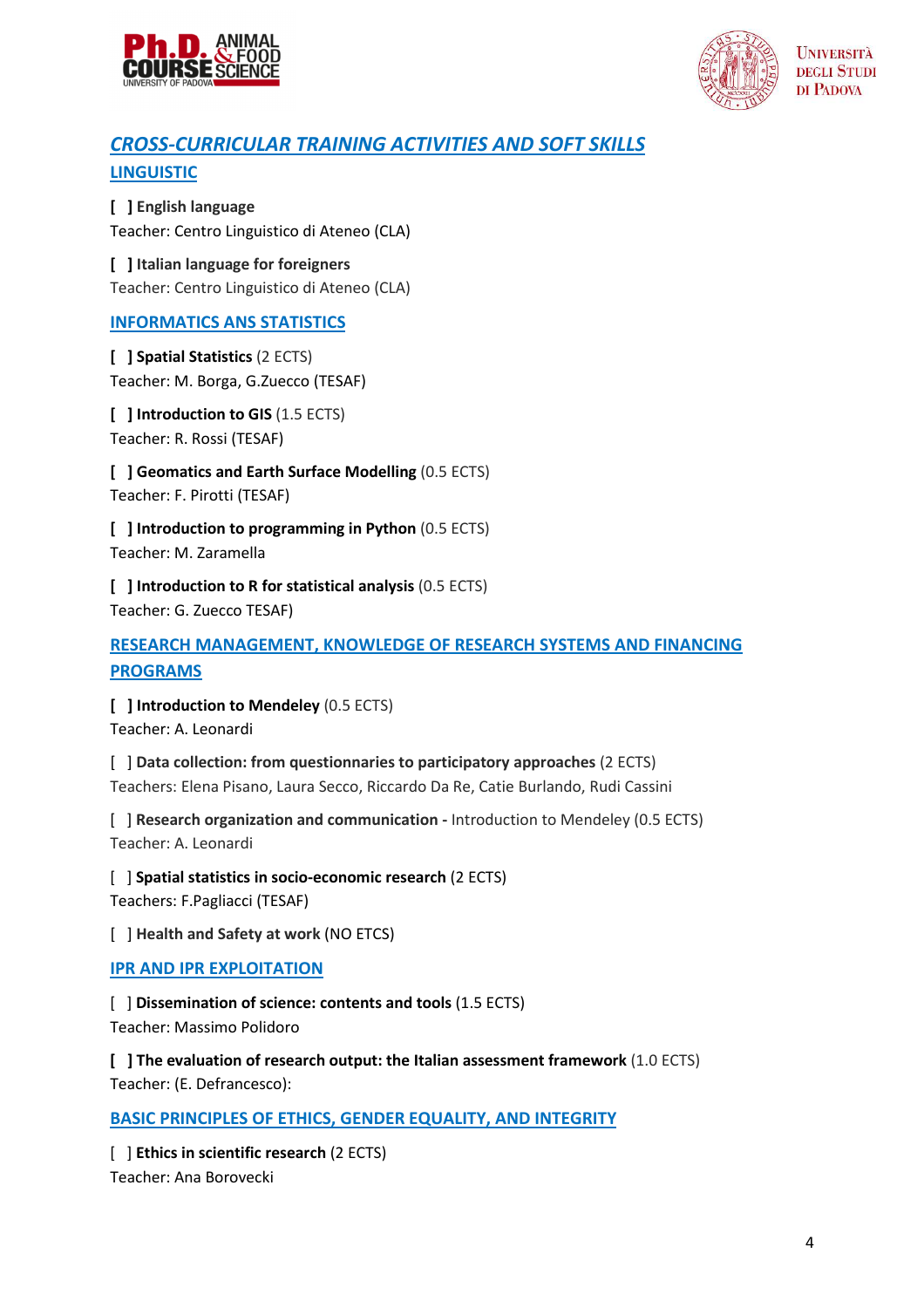## *CROSS-CURRICULAR TRAINING ACTIVITIES AND SOFT SKILLS*

### LINGUISTIC

**[ ] English language**
Teacher: Centro Linguistico di Ateneo (CLA)

**[ ] Italian language for foreigners**
Teacher: Centro Linguistico di Ateneo (CLA)

### INFORMATICS ANS STATISTICS

**[ ] Spatial Statistics** (2 ECTS)
Teacher: M. Borga, G.Zuecco (TESAF)

**[ ] Introduction to GIS** (1.5 ECTS)
Teacher: R. Rossi (TESAF)

**[ ] Geomatics and Earth Surface Modelling** (0.5 ECTS)
Teacher: F. Pirotti (TESAF)

**[ ] Introduction to programming in Python** (0.5 ECTS)
Teacher: M. Zaramella

**[ ] Introduction to R for statistical analysis** (0.5 ECTS)
Teacher: G. Zuecco TESAF)

### RESEARCH MANAGEMENT, KNOWLEDGE OF RESEARCH SYSTEMS AND FINANCING PROGRAMS

**[ ] Introduction to Mendeley** (0.5 ECTS)
Teacher: A. Leonardi

[ ] **Data collection: from questionnaries to participatory approaches** (2 ECTS)
Teachers: Elena Pisano, Laura Secco, Riccardo Da Re, Catie Burlando, Rudi Cassini

[ ] **Research organization and communication -** Introduction to Mendeley (0.5 ECTS)
Teacher: A. Leonardi

[ ] **Spatial statistics in socio-economic research** (2 ECTS)
Teachers: F.Pagliacci (TESAF)

[ ] **Health and Safety at work** (NO ETCS)

### IPR AND IPR EXPLOITATION

[ ] **Dissemination of science: contents and tools** (1.5 ECTS)
Teacher: Massimo Polidoro

**[ ] The evaluation of research output: the Italian assessment framework** (1.0 ECTS)
Teacher: (E. Defrancesco):

### BASIC PRINCIPLES OF ETHICS, GENDER EQUALITY, AND INTEGRITY

[ ] **Ethics in scientific research** (2 ECTS)
Teacher: Ana Borovecki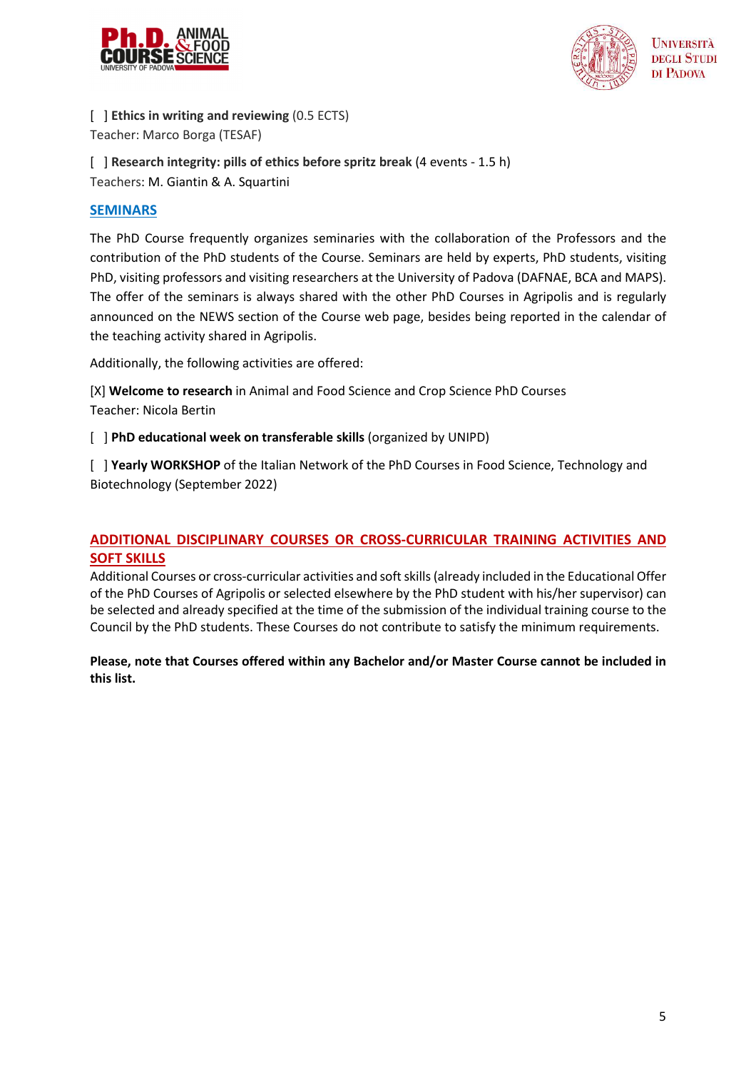[  ] **Ethics in writing and reviewing** (0.5 ECTS)
Teacher: Marco Borga (TESAF)

[  ] **Research integrity: pills of ethics before spritz break** (4 events - 1.5 h)
Teachers: M. Giantin & A. Squartini

## SEMINARS

The PhD Course frequently organizes seminaries with the collaboration of the Professors and the contribution of the PhD students of the Course. Seminars are held by experts, PhD students, visiting PhD, visiting professors and visiting researchers at the University of Padova (DAFNAE, BCA and MAPS). The offer of the seminars is always shared with the other PhD Courses in Agripolis and is regularly announced on the NEWS section of the Course web page, besides being reported in the calendar of the teaching activity shared in Agripolis.

Additionally, the following activities are offered:

[X] **Welcome to research** in Animal and Food Science and Crop Science PhD Courses
Teacher: Nicola Bertin

[  ] **PhD educational week on transferable skills** (organized by UNIPD)

[  ] **Yearly WORKSHOP** of the Italian Network of the PhD Courses in Food Science, Technology and Biotechnology (September 2022)

## ADDITIONAL DISCIPLINARY COURSES OR CROSS-CURRICULAR TRAINING ACTIVITIES AND SOFT SKILLS

Additional Courses or cross-curricular activities and soft skills (already included in the Educational Offer of the PhD Courses of Agripolis or selected elsewhere by the PhD student with his/her supervisor) can be selected and already specified at the time of the submission of the individual training course to the Council by the PhD students. These Courses do not contribute to satisfy the minimum requirements.

**Please, note that Courses offered within any Bachelor and/or Master Course cannot be included in this list.**